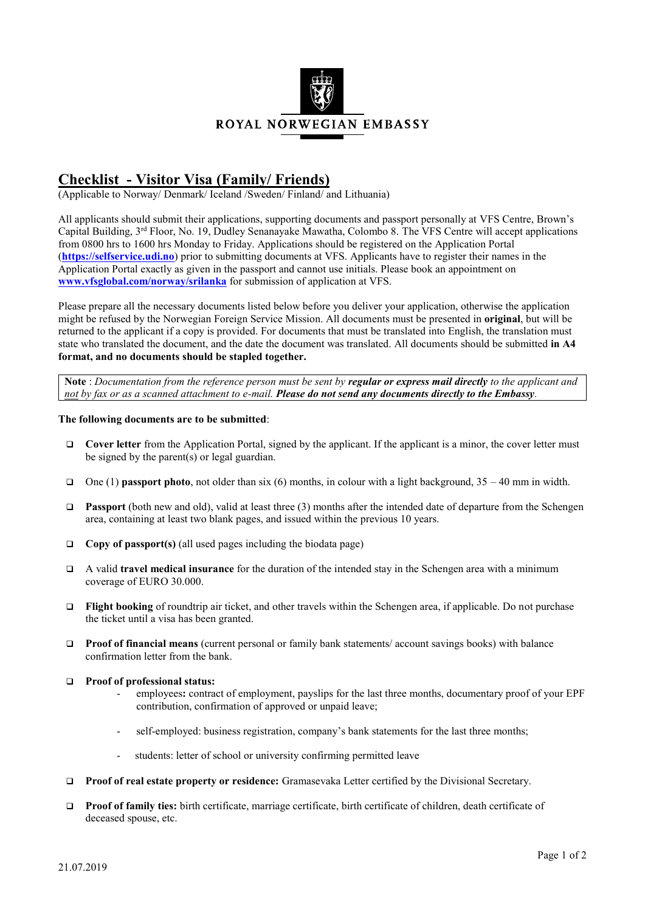ROYAL NORWEGIAN EMBASSY

# Checklist - Visitor Visa (Family/ Friends)

(Applicable to Norway/ Denmark/ Iceland /Sweden/ Finland/ and Lithuania)

All applicants should submit their applications, supporting documents and passport personally at VFS Centre, Brown's Capital Building, 3rd Floor, No. 19, Dudley Senanayake Mawatha, Colombo 8. The VFS Centre will accept applications from 0800 hrs to 1600 hrs Monday to Friday. Applications should be registered on the Application Portal (**https://selfservice.udi.no**) prior to submitting documents at VFS. Applicants have to register their names in the Application Portal exactly as given in the passport and cannot use initials. Please book an appointment on **www.vfsglobal.com/norway/srilanka** for submission of application at VFS.

Please prepare all the necessary documents listed below before you deliver your application, otherwise the application might be refused by the Norwegian Foreign Service Mission. All documents must be presented in **original**, but will be returned to the applicant if a copy is provided. For documents that must be translated into English, the translation must state who translated the document, and the date the document was translated. All documents should be submitted **in A4 format, and no documents should be stapled together.**

> **Note** : *Documentation from the reference person must be sent by* ***regular or express mail directly*** *to the applicant and not by fax or as a scanned attachment to e-mail.* ***Please do not send any documents directly to the Embassy****.*

**The following documents are to be submitted**:

- **Cover letter** from the Application Portal, signed by the applicant. If the applicant is a minor, the cover letter must be signed by the parent(s) or legal guardian.
- One (1) **passport photo**, not older than six (6) months, in colour with a light background, 35 – 40 mm in width.
- **Passport** (both new and old), valid at least three (3) months after the intended date of departure from the Schengen area, containing at least two blank pages, and issued within the previous 10 years.
- **Copy of passport(s)** (all used pages including the biodata page)
- A valid **travel medical insurance** for the duration of the intended stay in the Schengen area with a minimum coverage of EURO 30.000.
- **Flight booking** of roundtrip air ticket, and other travels within the Schengen area, if applicable. Do not purchase the ticket until a visa has been granted.
- **Proof of financial means** (current personal or family bank statements/ account savings books) with balance confirmation letter from the bank.
- **Proof of professional status:**
  - employees**:** contract of employment, payslips for the last three months, documentary proof of your EPF contribution, confirmation of approved or unpaid leave;
  - self-employed: business registration, company's bank statements for the last three months;
  - students: letter of school or university confirming permitted leave
- **Proof of real estate property or residence:** Gramasevaka Letter certified by the Divisional Secretary.
- **Proof of family ties:** birth certificate, marriage certificate, birth certificate of children, death certificate of deceased spouse, etc.

21.07.2019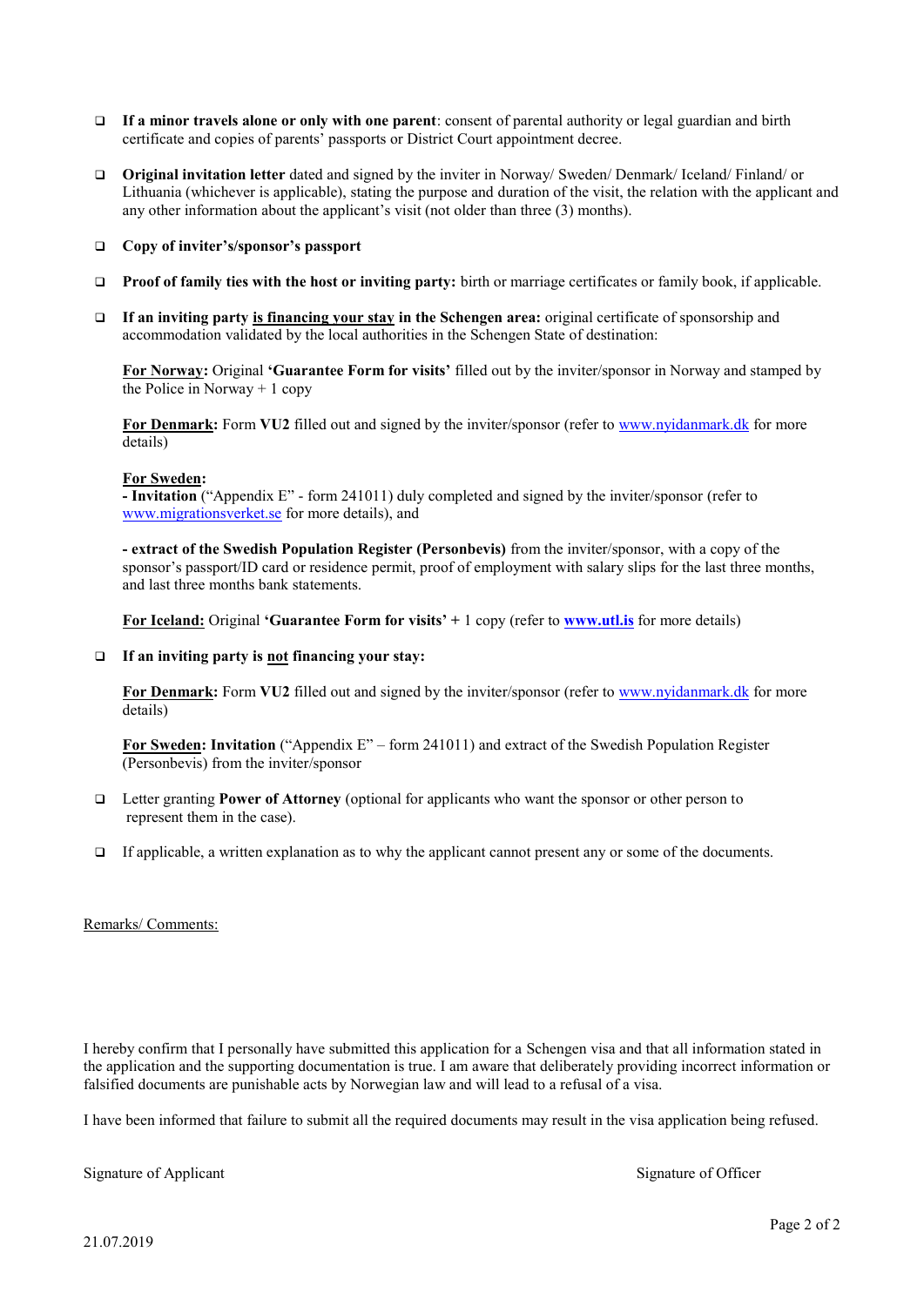- **If a minor travels alone or only with one parent**: consent of parental authority or legal guardian and birth certificate and copies of parents' passports or District Court appointment decree.

- **Original invitation letter** dated and signed by the inviter in Norway/ Sweden/ Denmark/ Iceland/ Finland/ or Lithuania (whichever is applicable), stating the purpose and duration of the visit, the relation with the applicant and any other information about the applicant's visit (not older than three (3) months).

- **Copy of inviter's/sponsor's passport**

- **Proof of family ties with the host or inviting party:** birth or marriage certificates or family book, if applicable.

- **If an inviting party <u>is financing your stay</u> in the Schengen area:** original certificate of sponsorship and accommodation validated by the local authorities in the Schengen State of destination:

  **<u>For Norway</u>:** Original **'Guarantee Form for visits'** filled out by the inviter/sponsor in Norway and stamped by the Police in Norway + 1 copy

  **<u>For Denmark</u>:** Form **VU2** filled out and signed by the inviter/sponsor (refer to www.nyidanmark.dk for more details)

  **<u>For Sweden</u>:**
  **- Invitation** ("Appendix E" - form 241011) duly completed and signed by the inviter/sponsor (refer to www.migrationsverket.se for more details), and

  **- extract of the Swedish Population Register (Personbevis)** from the inviter/sponsor, with a copy of the sponsor's passport/ID card or residence permit, proof of employment with salary slips for the last three months, and last three months bank statements.

  **<u>For Iceland:</u>** Original **'Guarantee Form for visits' +** 1 copy (refer to **www.utl.is** for more details)

- **If an inviting party is <u>not</u> financing your stay:**

  **<u>For Denmark</u>:** Form **VU2** filled out and signed by the inviter/sponsor (refer to www.nyidanmark.dk for more details)

  **<u>For Sweden</u>: Invitation** ("Appendix E" – form 241011) and extract of the Swedish Population Register (Personbevis) from the inviter/sponsor

- Letter granting **Power of Attorney** (optional for applicants who want the sponsor or other person to represent them in the case).

- If applicable, a written explanation as to why the applicant cannot present any or some of the documents.

<u>Remarks/ Comments:</u>

I hereby confirm that I personally have submitted this application for a Schengen visa and that all information stated in the application and the supporting documentation is true. I am aware that deliberately providing incorrect information or falsified documents are punishable acts by Norwegian law and will lead to a refusal of a visa.

I have been informed that failure to submit all the required documents may result in the visa application being refused.

Signature of Applicant                                                                 Signature of Officer

21.07.2019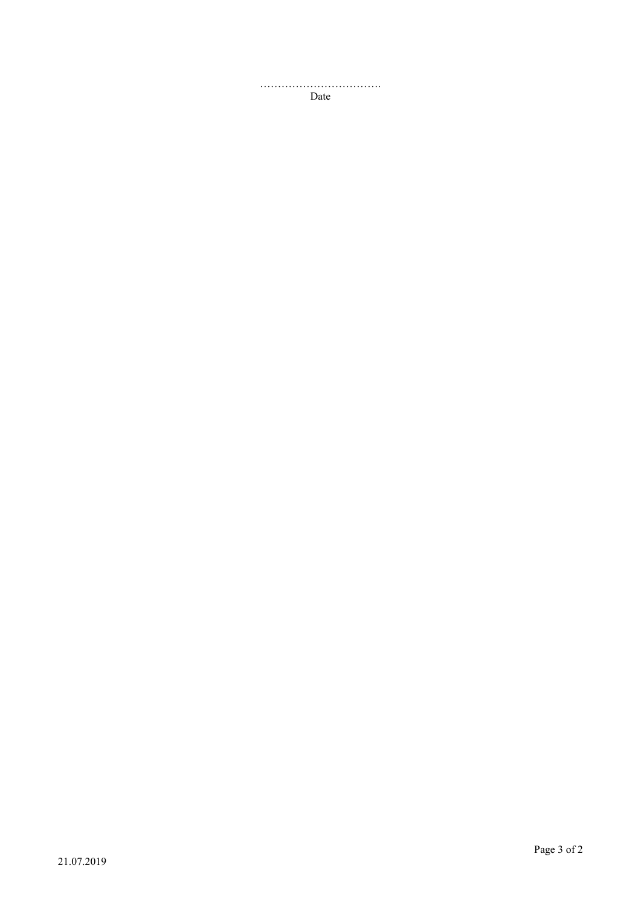…………………………….
Date